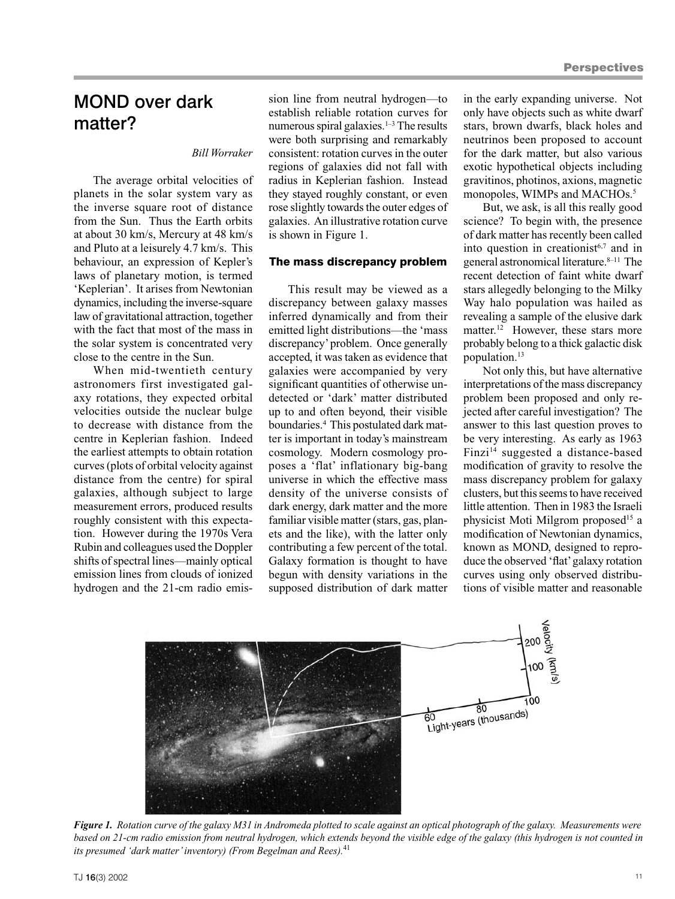# MOND over dark matter?

*Bill Worraker*

The average orbital velocities of planets in the solar system vary as the inverse square root of distance from the Sun. Thus the Earth orbits at about 30 km/s, Mercury at 48 km/s and Pluto at a leisurely 4.7 km/s. This behaviour, an expression of Kepler's laws of planetary motion, is termed 'Keplerian'. It arises from Newtonian dynamics, including the inverse-square law of gravitational attraction, together with the fact that most of the mass in the solar system is concentrated very close to the centre in the Sun.

When mid-twentieth century astronomers first investigated galaxy rotations, they expected orbital velocities outside the nuclear bulge to decrease with distance from the centre in Keplerian fashion. Indeed the earliest attempts to obtain rotation curves (plots of orbital velocity against distance from the centre) for spiral galaxies, although subject to large measurement errors, produced results roughly consistent with this expectation. However during the 1970s Vera Rubin and colleagues used the Doppler shifts of spectral lines—mainly optical emission lines from clouds of ionized hydrogen and the 21-cm radio emission line from neutral hydrogen—to establish reliable rotation curves for numerous spiral galaxies.[1–3] The results were both surprising and remarkably consistent: rotation curves in the outer regions of galaxies did not fall with radius in Keplerian fashion. Instead they stayed roughly constant, or even rose slightly towards the outer edges of galaxies. An illustrative rotation curve is shown in Figure 1.

## The mass discrepancy problem

This result may be viewed as a discrepancy between galaxy masses inferred dynamically and from their emitted light distributions—the 'mass discrepancy' problem. Once generally accepted, it was taken as evidence that galaxies were accompanied by very significant quantities of otherwise undetected or 'dark' matter distributed up to and often beyond, their visible boundaries.[4] This postulated dark matter is important in today's mainstream cosmology. Modern cosmology proposes a 'flat' inflationary big-bang universe in which the effective mass density of the universe consists of dark energy, dark matter and the more familiar visible matter (stars, gas, planets and the like), with the latter only contributing a few percent of the total. Galaxy formation is thought to have begun with density variations in the supposed distribution of dark matter in the early expanding universe. Not only have objects such as white dwarf stars, brown dwarfs, black holes and neutrinos been proposed to account for the dark matter, but also various exotic hypothetical objects including gravitinos, photinos, axions, magnetic monopoles, WIMPs and MACHOs.[5]

But, we ask, is all this really good science? To begin with, the presence of dark matter has recently been called into question in creationist[6,7] and in general astronomical literature.[8–11] The recent detection of faint white dwarf stars allegedly belonging to the Milky Way halo population was hailed as revealing a sample of the elusive dark matter.[12] However, these stars more probably belong to a thick galactic disk population.[13]

Not only this, but have alternative interpretations of the mass discrepancy problem been proposed and only rejected after careful investigation? The answer to this last question proves to be very interesting. As early as 1963 Finzi[14] suggested a distance-based modification of gravity to resolve the mass discrepancy problem for galaxy clusters, but this seems to have received little attention. Then in 1983 the Israeli physicist Moti Milgrom proposed[15] a modification of Newtonian dynamics, known as MOND, designed to reproduce the observed 'flat' galaxy rotation curves using only observed distributions of visible matter and reasonable

***Figure 1.*** *Rotation curve of the galaxy M31 in Andromeda plotted to scale against an optical photograph of the galaxy. Measurements were based on 21-cm radio emission from neutral hydrogen, which extends beyond the visible edge of the galaxy (this hydrogen is not counted in its presumed 'dark matter' inventory) (From Begelman and Rees).*[41]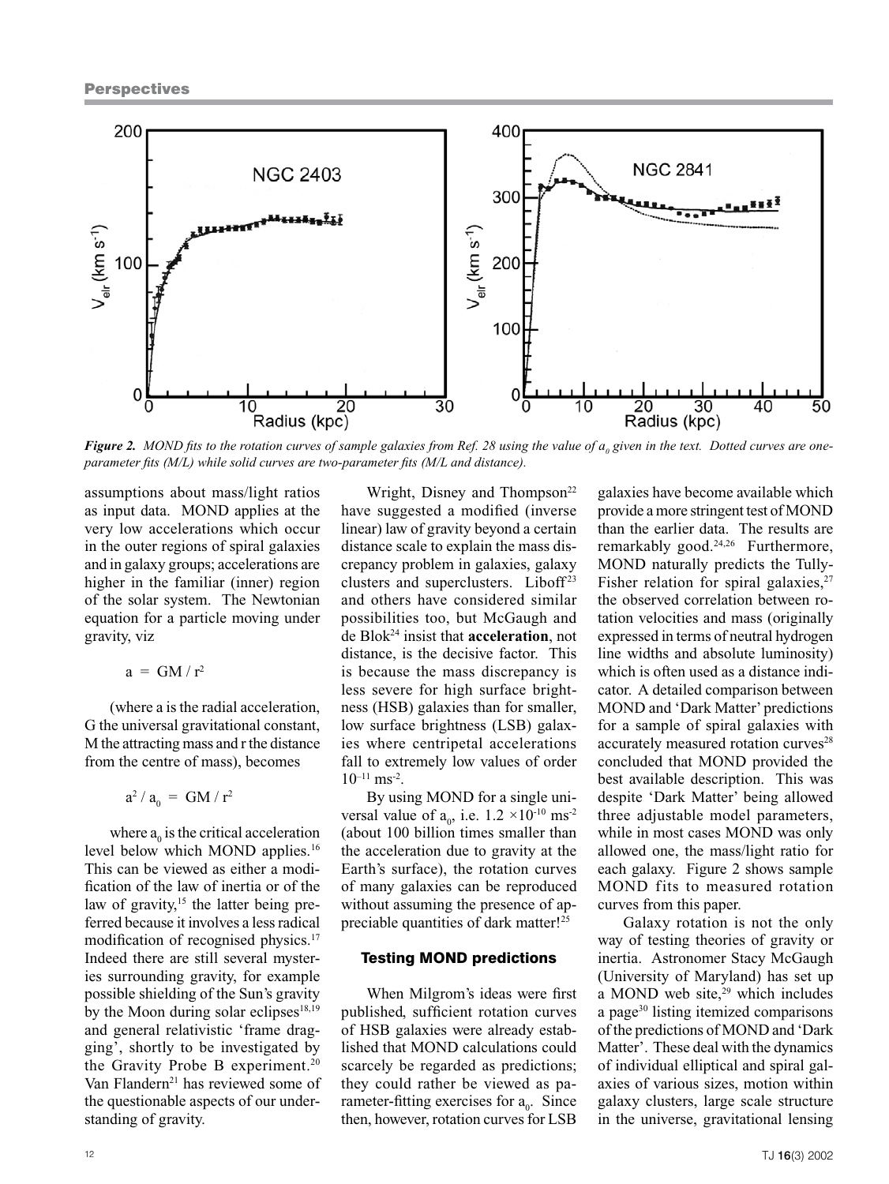*Figure 2. MOND fits to the rotation curves of sample galaxies from Ref. 28 using the value of $a_0$ given in the text. Dotted curves are one-parameter fits (M/L) while solid curves are two-parameter fits (M/L and distance).*

assumptions about mass/light ratios as input data. MOND applies at the very low accelerations which occur in the outer regions of spiral galaxies and in galaxy groups; accelerations are higher in the familiar (inner) region of the solar system. The Newtonian equation for a particle moving under gravity, viz

$$a = GM / r^2$$

(where a is the radial acceleration, G the universal gravitational constant, M the attracting mass and r the distance from the centre of mass), becomes

$$a^2 / a_0 = GM / r^2$$

where $a_0$ is the critical acceleration level below which MOND applies.[16] This can be viewed as either a modification of the law of inertia or of the law of gravity,[15] the latter being preferred because it involves a less radical modification of recognised physics.[17] Indeed there are still several mysteries surrounding gravity, for example possible shielding of the Sun's gravity by the Moon during solar eclipses[18,19] and general relativistic 'frame dragging', shortly to be investigated by the Gravity Probe B experiment.[20] Van Flandern[21] has reviewed some of the questionable aspects of our understanding of gravity.

Wright, Disney and Thompson[22] have suggested a modified (inverse linear) law of gravity beyond a certain distance scale to explain the mass discrepancy problem in galaxies, galaxy clusters and superclusters. Liboff[23] and others have considered similar possibilities too, but McGaugh and de Blok[24] insist that **acceleration**, not distance, is the decisive factor. This is because the mass discrepancy is less severe for high surface brightness (HSB) galaxies than for smaller, low surface brightness (LSB) galaxies where centripetal accelerations fall to extremely low values of order $10^{-11}$ ms$^{-2}$.

By using MOND for a single universal value of $a_0$, i.e. $1.2 \times 10^{-10}$ ms$^{-2}$ (about 100 billion times smaller than the acceleration due to gravity at the Earth's surface), the rotation curves of many galaxies can be reproduced without assuming the presence of appreciable quantities of dark matter![25]

### Testing MOND predictions

When Milgrom's ideas were first published, sufficient rotation curves of HSB galaxies were already established that MOND calculations could scarcely be regarded as predictions; they could rather be viewed as parameter-fitting exercises for $a_0$. Since then, however, rotation curves for LSB galaxies have become available which provide a more stringent test of MOND than the earlier data. The results are remarkably good.[24,26] Furthermore, MOND naturally predicts the Tully-Fisher relation for spiral galaxies,[27] the observed correlation between rotation velocities and mass (originally expressed in terms of neutral hydrogen line widths and absolute luminosity) which is often used as a distance indicator. A detailed comparison between MOND and 'Dark Matter' predictions for a sample of spiral galaxies with accurately measured rotation curves[28] concluded that MOND provided the best available description. This was despite 'Dark Matter' being allowed three adjustable model parameters, while in most cases MOND was only allowed one, the mass/light ratio for each galaxy. Figure 2 shows sample MOND fits to measured rotation curves from this paper.

Galaxy rotation is not the only way of testing theories of gravity or inertia. Astronomer Stacy McGaugh (University of Maryland) has set up a MOND web site,[29] which includes a page[30] listing itemized comparisons of the predictions of MOND and 'Dark Matter'. These deal with the dynamics of individual elliptical and spiral galaxies of various sizes, motion within galaxy clusters, large scale structure in the universe, gravitational lensing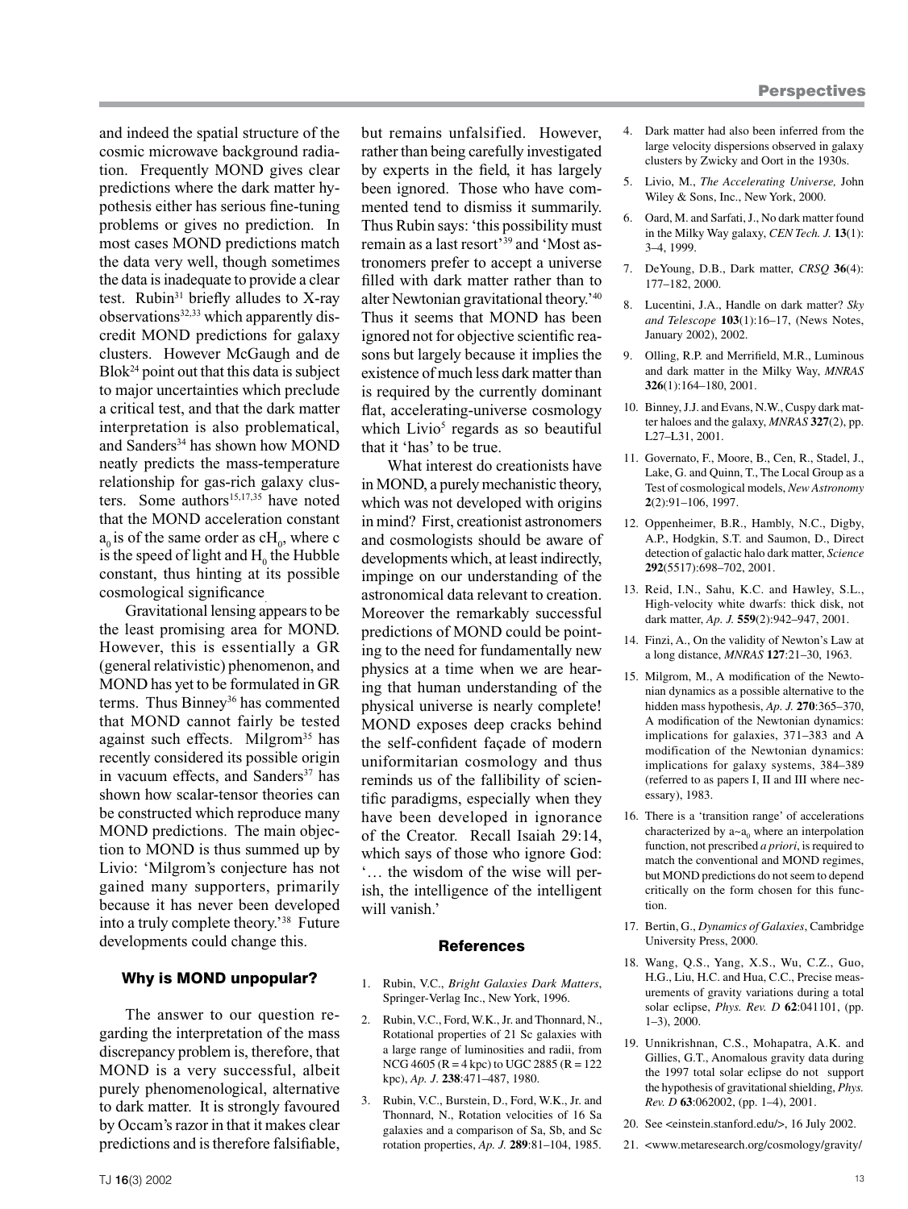and indeed the spatial structure of the cosmic microwave background radiation. Frequently MOND gives clear predictions where the dark matter hypothesis either has serious fine-tuning problems or gives no prediction. In most cases MOND predictions match the data very well, though sometimes the data is inadequate to provide a clear test. Rubin[31] briefly alludes to X-ray observations[32,33] which apparently discredit MOND predictions for galaxy clusters. However McGaugh and de Blok[24] point out that this data is subject to major uncertainties which preclude a critical test, and that the dark matter interpretation is also problematical, and Sanders[34] has shown how MOND neatly predicts the mass-temperature relationship for gas-rich galaxy clusters. Some authors[15,17,35] have noted that the MOND acceleration constant $a_0$ is of the same order as $cH_0$, where c is the speed of light and $H_0$ the Hubble constant, thus hinting at its possible cosmological significance.

Gravitational lensing appears to be the least promising area for MOND. However, this is essentially a GR (general relativistic) phenomenon, and MOND has yet to be formulated in GR terms. Thus Binney[36] has commented that MOND cannot fairly be tested against such effects. Milgrom[35] has recently considered its possible origin in vacuum effects, and Sanders[37] has shown how scalar-tensor theories can be constructed which reproduce many MOND predictions. The main objection to MOND is thus summed up by Livio: 'Milgrom's conjecture has not gained many supporters, primarily because it has never been developed into a truly complete theory.'[38] Future developments could change this.

## Why is MOND unpopular?

The answer to our question regarding the interpretation of the mass discrepancy problem is, therefore, that MOND is a very successful, albeit purely phenomenological, alternative to dark matter. It is strongly favoured by Occam's razor in that it makes clear predictions and is therefore falsifiable, but remains unfalsified. However, rather than being carefully investigated by experts in the field, it has largely been ignored. Those who have commented tend to dismiss it summarily. Thus Rubin says: 'this possibility must remain as a last resort'[39] and 'Most astronomers prefer to accept a universe filled with dark matter rather than to alter Newtonian gravitational theory.'[40] Thus it seems that MOND has been ignored not for objective scientific reasons but largely because it implies the existence of much less dark matter than is required by the currently dominant flat, accelerating-universe cosmology which Livio[5] regards as so beautiful that it 'has' to be true.

What interest do creationists have in MOND, a purely mechanistic theory, which was not developed with origins in mind? First, creationist astronomers and cosmologists should be aware of developments which, at least indirectly, impinge on our understanding of the astronomical data relevant to creation. Moreover the remarkably successful predictions of MOND could be pointing to the need for fundamentally new physics at a time when we are hearing that human understanding of the physical universe is nearly complete! MOND exposes deep cracks behind the self-confident façade of modern uniformitarian cosmology and thus reminds us of the fallibility of scientific paradigms, especially when they have been developed in ignorance of the Creator. Recall Isaiah 29:14, which says of those who ignore God: '… the wisdom of the wise will perish, the intelligence of the intelligent will vanish.'

## References

1. Rubin, V.C., *Bright Galaxies Dark Matters*, Springer-Verlag Inc., New York, 1996.
2. Rubin, V.C., Ford, W.K., Jr. and Thonnard, N., Rotational properties of 21 Sc galaxies with a large range of luminosities and radii, from NCG 4605 (R = 4 kpc) to UGC 2885 (R = 122 kpc), *Ap. J.* **238**:471–487, 1980.
3. Rubin, V.C., Burstein, D., Ford, W.K., Jr. and Thonnard, N., Rotation velocities of 16 Sa galaxies and a comparison of Sa, Sb, and Sc rotation properties, *Ap. J.* **289**:81–104, 1985.
4. Dark matter had also been inferred from the large velocity dispersions observed in galaxy clusters by Zwicky and Oort in the 1930s.
5. Livio, M., *The Accelerating Universe,* John Wiley & Sons, Inc., New York, 2000.
6. Oard, M. and Sarfati, J., No dark matter found in the Milky Way galaxy, *CEN Tech. J.* **13**(1): 3–4, 1999.
7. DeYoung, D.B., Dark matter, *CRSQ* **36**(4): 177–182, 2000.
8. Lucentini, J.A., Handle on dark matter? *Sky and Telescope* **103**(1):16–17, (News Notes, January 2002), 2002.
9. Olling, R.P. and Merrifield, M.R., Luminous and dark matter in the Milky Way, *MNRAS* **326**(1):164–180, 2001.
10. Binney, J.J. and Evans, N.W., Cuspy dark matter haloes and the galaxy, *MNRAS* **327**(2), pp. L27–L31, 2001.
11. Governato, F., Moore, B., Cen, R., Stadel, J., Lake, G. and Quinn, T., The Local Group as a Test of cosmological models, *New Astronomy* **2**(2):91–106, 1997.
12. Oppenheimer, B.R., Hambly, N.C., Digby, A.P., Hodgkin, S.T. and Saumon, D., Direct detection of galactic halo dark matter, *Science* **292**(5517):698–702, 2001.
13. Reid, I.N., Sahu, K.C. and Hawley, S.L., High-velocity white dwarfs: thick disk, not dark matter, *Ap. J.* **559**(2):942–947, 2001.
14. Finzi, A., On the validity of Newton's Law at a long distance, *MNRAS* **127**:21–30, 1963.
15. Milgrom, M., A modification of the Newtonian dynamics as a possible alternative to the hidden mass hypothesis, *Ap. J.* **270**:365–370, A modification of the Newtonian dynamics: implications for galaxies, 371–383 and A modification of the Newtonian dynamics: implications for galaxy systems, 384–389 (referred to as papers I, II and III where necessary), 1983.
16. There is a 'transition range' of accelerations characterized by $a \sim a_0$ where an interpolation function, not prescribed *a priori*, is required to match the conventional and MOND regimes, but MOND predictions do not seem to depend critically on the form chosen for this function.
17. Bertin, G., *Dynamics of Galaxies*, Cambridge University Press, 2000.
18. Wang, Q.S., Yang, X.S., Wu, C.Z., Guo, H.G., Liu, H.C. and Hua, C.C., Precise measurements of gravity variations during a total solar eclipse, *Phys. Rev. D* **62**:041101, (pp. 1–3), 2000.
19. Unnikrishnan, C.S., Mohapatra, A.K. and Gillies, G.T., Anomalous gravity data during the 1997 total solar eclipse do not support the hypothesis of gravitational shielding, *Phys. Rev. D* **63**:062002, (pp. 1–4), 2001.
20. See <einstein.stanford.edu/>, 16 July 2002.
21. <www.metaresearch.org/cosmology/gravity/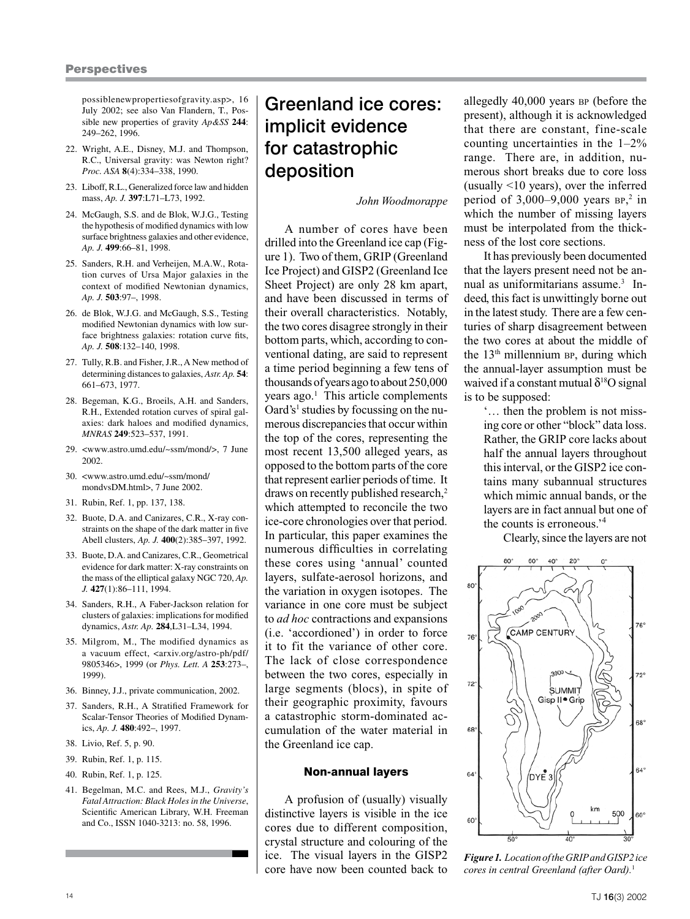possiblenewpropertiesofgravity.asp>, 16 July 2002; see also Van Flandern, T., Possible new properties of gravity *Ap&SS* **244**: 249–262, 1996.

22. Wright, A.E., Disney, M.J. and Thompson, R.C., Universal gravity: was Newton right? *Proc. ASA* **8**(4):334–338, 1990.
23. Liboff, R.L., Generalized force law and hidden mass, *Ap. J.* **397**:L71–L73, 1992.
24. McGaugh, S.S. and de Blok, W.J.G., Testing the hypothesis of modified dynamics with low surface brightness galaxies and other evidence, *Ap. J.* **499**:66–81, 1998.
25. Sanders, R.H. and Verheijen, M.A.W., Rotation curves of Ursa Major galaxies in the context of modified Newtonian dynamics, *Ap. J.* **503**:97–, 1998.
26. de Blok, W.J.G. and McGaugh, S.S., Testing modified Newtonian dynamics with low surface brightness galaxies: rotation curve fits, *Ap. J.* **508**:132–140, 1998.
27. Tully, R.B. and Fisher, J.R., A New method of determining distances to galaxies, *Astr. Ap.* **54**: 661–673, 1977.
28. Begeman, K.G., Broeils, A.H. and Sanders, R.H., Extended rotation curves of spiral galaxies: dark haloes and modified dynamics, *MNRAS* **249**:523–537, 1991.
29. <www.astro.umd.edu/~ssm/mond/>, 7 June 2002.
30. <www.astro.umd.edu/~ssm/mond/mondvsDM.html>, 7 June 2002.
31. Rubin, Ref. 1, pp. 137, 138.
32. Buote, D.A. and Canizares, C.R., X-ray constraints on the shape of the dark matter in five Abell clusters, *Ap. J.* **400**(2):385–397, 1992.
33. Buote, D.A. and Canizares, C.R., Geometrical evidence for dark matter: X-ray constraints on the mass of the elliptical galaxy NGC 720, *Ap. J.* **427**(1):86–111, 1994.
34. Sanders, R.H., A Faber-Jackson relation for clusters of galaxies: implications for modified dynamics, *Astr. Ap.* **284**,L31–L34, 1994.
35. Milgrom, M., The modified dynamics as a vacuum effect, <arxiv.org/astro-ph/pdf/9805346>, 1999 (or *Phys. Lett. A* **253**:273–, 1999).
36. Binney, J.J., private communication, 2002.
37. Sanders, R.H., A Stratified Framework for Scalar-Tensor Theories of Modified Dynamics, *Ap. J.* **480**:492–, 1997.
38. Livio, Ref. 5, p. 90.
39. Rubin, Ref. 1, p. 115.
40. Rubin, Ref. 1, p. 125.
41. Begelman, M.C. and Rees, M.J., *Gravity's Fatal Attraction: Black Holes in the Universe*, Scientific American Library, W.H. Freeman and Co., ISSN 1040-3213: no. 58, 1996.

# Greenland ice cores: implicit evidence for catastrophic deposition

*John Woodmorappe*

A number of cores have been drilled into the Greenland ice cap (Figure 1). Two of them, GRIP (Greenland Ice Project) and GISP2 (Greenland Ice Sheet Project) are only 28 km apart, and have been discussed in terms of their overall characteristics. Notably, the two cores disagree strongly in their bottom parts, which, according to conventional dating, are said to represent a time period beginning a few tens of thousands of years ago to about 250,000 years ago.[1] This article complements Oard's[1] studies by focussing on the numerous discrepancies that occur within the top of the cores, representing the most recent 13,500 alleged years, as opposed to the bottom parts of the core that represent earlier periods of time. It draws on recently published research,[2] which attempted to reconcile the two ice-core chronologies over that period. In particular, this paper examines the numerous difficulties in correlating these cores using 'annual' counted layers, sulfate-aerosol horizons, and the variation in oxygen isotopes. The variance in one core must be subject to *ad hoc* contractions and expansions (i.e. 'accordioned') in order to force it to fit the variance of other core. The lack of close correspondence between the two cores, especially in large segments (blocs), in spite of their geographic proximity, favours a catastrophic storm-dominated accumulation of the water material in the Greenland ice cap.

## Non-annual layers

A profusion of (usually) visually distinctive layers is visible in the ice cores due to different composition, crystal structure and colouring of the ice. The visual layers in the GISP2 core have now been counted back to allegedly 40,000 years BP (before the present), although it is acknowledged that there are constant, fine-scale counting uncertainties in the 1–2% range. There are, in addition, numerous short breaks due to core loss (usually <10 years), over the inferred period of 3,000–9,000 years BP,[2] in which the number of missing layers must be interpolated from the thickness of the lost core sections.

It has previously been documented that the layers present need not be annual as uniformitarians assume.[3] Indeed, this fact is unwittingly borne out in the latest study. There are a few centuries of sharp disagreement between the two cores at about the middle of the 13[th] millennium BP, during which the annual-layer assumption must be waived if a constant mutual $\delta^{18}O$ signal is to be supposed:

> '… then the problem is not missing core or other "block" data loss. Rather, the GRIP core lacks about half the annual layers throughout this interval, or the GISP2 ice contains many subannual structures which mimic annual bands, or the layers are in fact annual but one of the counts is erroneous.'[4]

Clearly, since the layers are not

80° 60° 40° 20° 0°
80°
76°
72°
68°
64°
60°
1000
2000
3000
CAMP CENTURY
SUMMIT
Gisp II • Grip
DYE 3
km
0 500
50° 40° 30°

***Figure 1.*** *Location of the GRIP and GISP2 ice cores in central Greenland (after Oard).*[1]